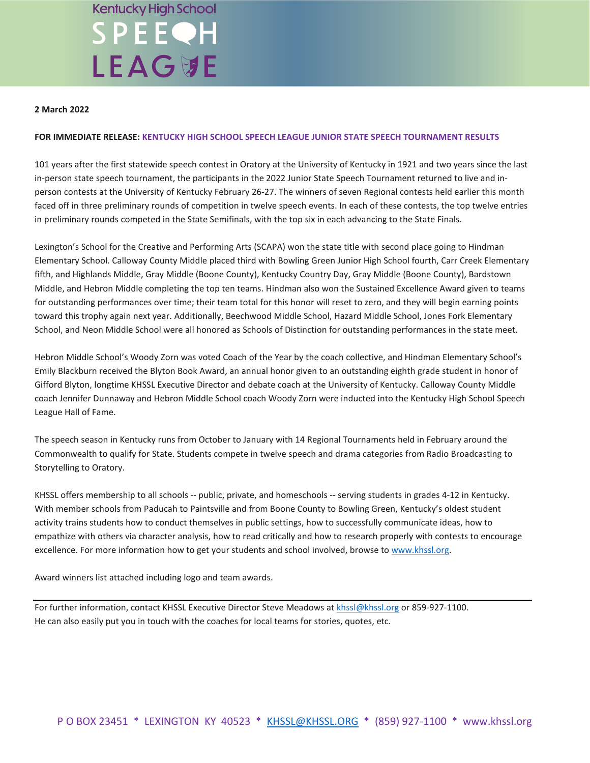Kentucky High School SPEECH LEAGUE

**2 March 2022**

**FOR IMMEDIATE RELEASE: KENTUCKY HIGH SCHOOL SPEECH LEAGUE JUNIOR STATE SPEECH TOURNAMENT RESULTS**

101 years after the first statewide speech contest in Oratory at the University of Kentucky in 1921 and two years since the last in-person state speech tournament, the participants in the 2022 Junior State Speech Tournament returned to live and in-person contests at the University of Kentucky February 26-27. The winners of seven Regional contests held earlier this month faced off in three preliminary rounds of competition in twelve speech events. In each of these contests, the top twelve entries in preliminary rounds competed in the State Semifinals, with the top six in each advancing to the State Finals.

Lexington's School for the Creative and Performing Arts (SCAPA) won the state title with second place going to Hindman Elementary School. Calloway County Middle placed third with Bowling Green Junior High School fourth, Carr Creek Elementary fifth, and Highlands Middle, Gray Middle (Boone County), Kentucky Country Day, Gray Middle (Boone County), Bardstown Middle, and Hebron Middle completing the top ten teams. Hindman also won the Sustained Excellence Award given to teams for outstanding performances over time; their team total for this honor will reset to zero, and they will begin earning points toward this trophy again next year. Additionally, Beechwood Middle School, Hazard Middle School, Jones Fork Elementary School, and Neon Middle School were all honored as Schools of Distinction for outstanding performances in the state meet.

Hebron Middle School's Woody Zorn was voted Coach of the Year by the coach collective, and Hindman Elementary School's Emily Blackburn received the Blyton Book Award, an annual honor given to an outstanding eighth grade student in honor of Gifford Blyton, longtime KHSSL Executive Director and debate coach at the University of Kentucky. Calloway County Middle coach Jennifer Dunnaway and Hebron Middle School coach Woody Zorn were inducted into the Kentucky High School Speech League Hall of Fame.

The speech season in Kentucky runs from October to January with 14 Regional Tournaments held in February around the Commonwealth to qualify for State. Students compete in twelve speech and drama categories from Radio Broadcasting to Storytelling to Oratory.

KHSSL offers membership to all schools -- public, private, and homeschools -- serving students in grades 4-12 in Kentucky. With member schools from Paducah to Paintsville and from Boone County to Bowling Green, Kentucky's oldest student activity trains students how to conduct themselves in public settings, how to successfully communicate ideas, how to empathize with others via character analysis, how to read critically and how to research properly with contests to encourage excellence. For more information how to get your students and school involved, browse to www.khssl.org.

Award winners list attached including logo and team awards.

---

For further information, contact KHSSL Executive Director Steve Meadows at khssl@khssl.org or 859-927-1100.
He can also easily put you in touch with the coaches for local teams for stories, quotes, etc.

P O BOX 23451 * LEXINGTON KY 40523 * KHSSL@KHSSL.ORG * (859) 927-1100 * www.khssl.org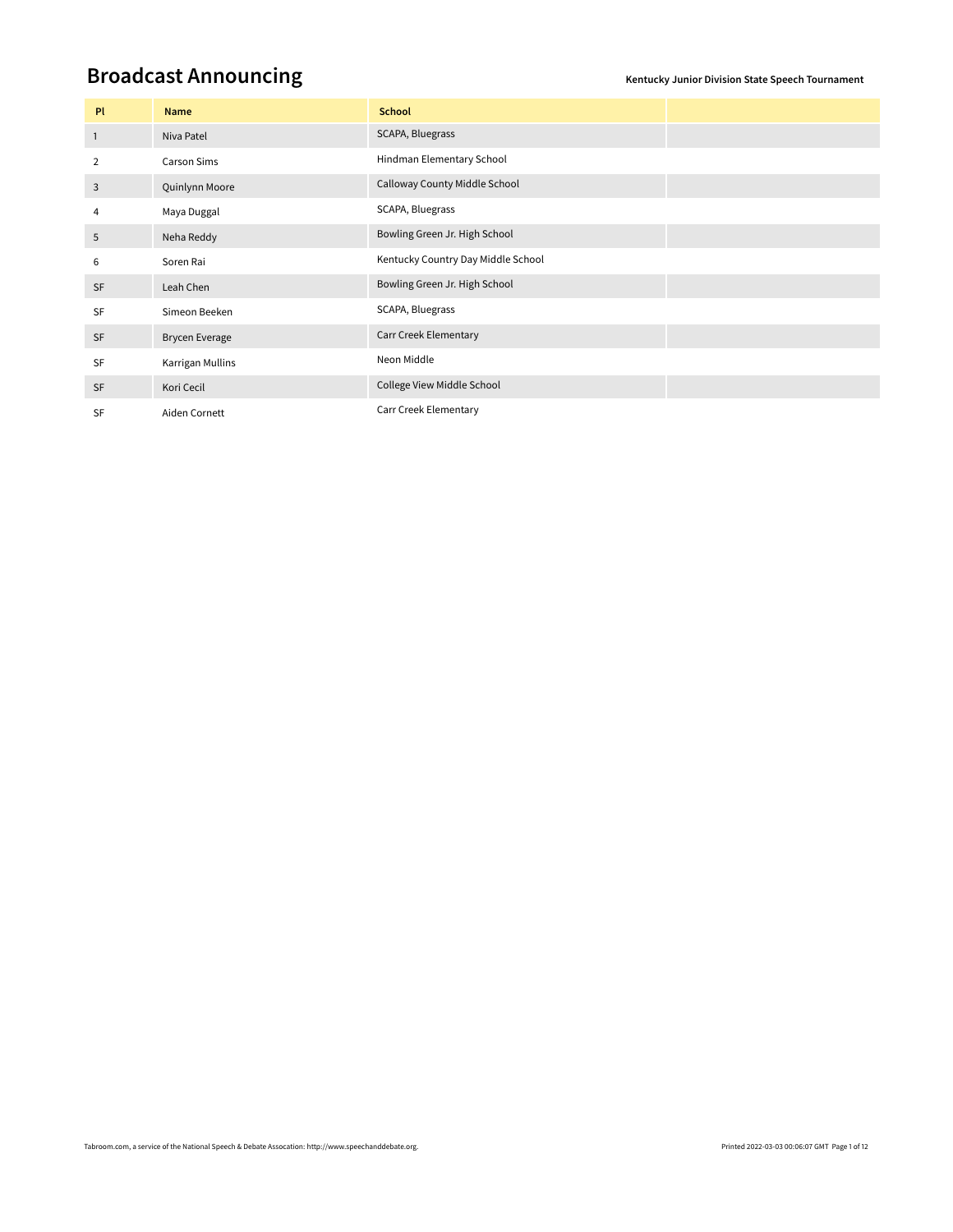# Broadcast Announcing

**Kentucky Junior Division State Speech Tournament**

| Pl | Name | School | |
|---|---|---|---|
| 1 | Niva Patel | SCAPA, Bluegrass | |
| 2 | Carson Sims | Hindman Elementary School | |
| 3 | Quinlynn Moore | Calloway County Middle School | |
| 4 | Maya Duggal | SCAPA, Bluegrass | |
| 5 | Neha Reddy | Bowling Green Jr. High School | |
| 6 | Soren Rai | Kentucky Country Day Middle School | |
| SF | Leah Chen | Bowling Green Jr. High School | |
| SF | Simeon Beeken | SCAPA, Bluegrass | |
| SF | Brycen Everage | Carr Creek Elementary | |
| SF | Karrigan Mullins | Neon Middle | |
| SF | Kori Cecil | College View Middle School | |
| SF | Aiden Cornett | Carr Creek Elementary | |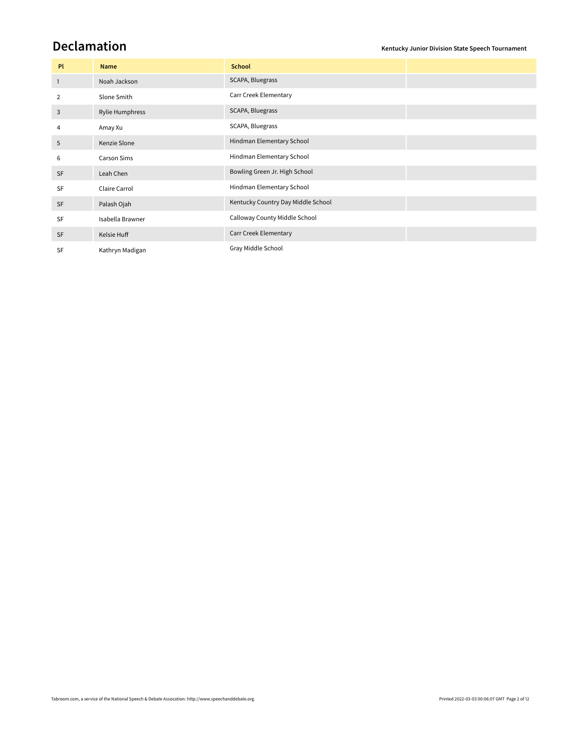## Declamation

Kentucky Junior Division State Speech Tournament

| Pl | Name | School | |
|---|---|---|---|
| 1 | Noah Jackson | SCAPA, Bluegrass | |
| 2 | Slone Smith | Carr Creek Elementary | |
| 3 | Rylie Humphress | SCAPA, Bluegrass | |
| 4 | Amay Xu | SCAPA, Bluegrass | |
| 5 | Kenzie Slone | Hindman Elementary School | |
| 6 | Carson Sims | Hindman Elementary School | |
| SF | Leah Chen | Bowling Green Jr. High School | |
| SF | Claire Carrol | Hindman Elementary School | |
| SF | Palash Ojah | Kentucky Country Day Middle School | |
| SF | Isabella Brawner | Calloway County Middle School | |
| SF | Kelsie Huff | Carr Creek Elementary | |
| SF | Kathryn Madigan | Gray Middle School | |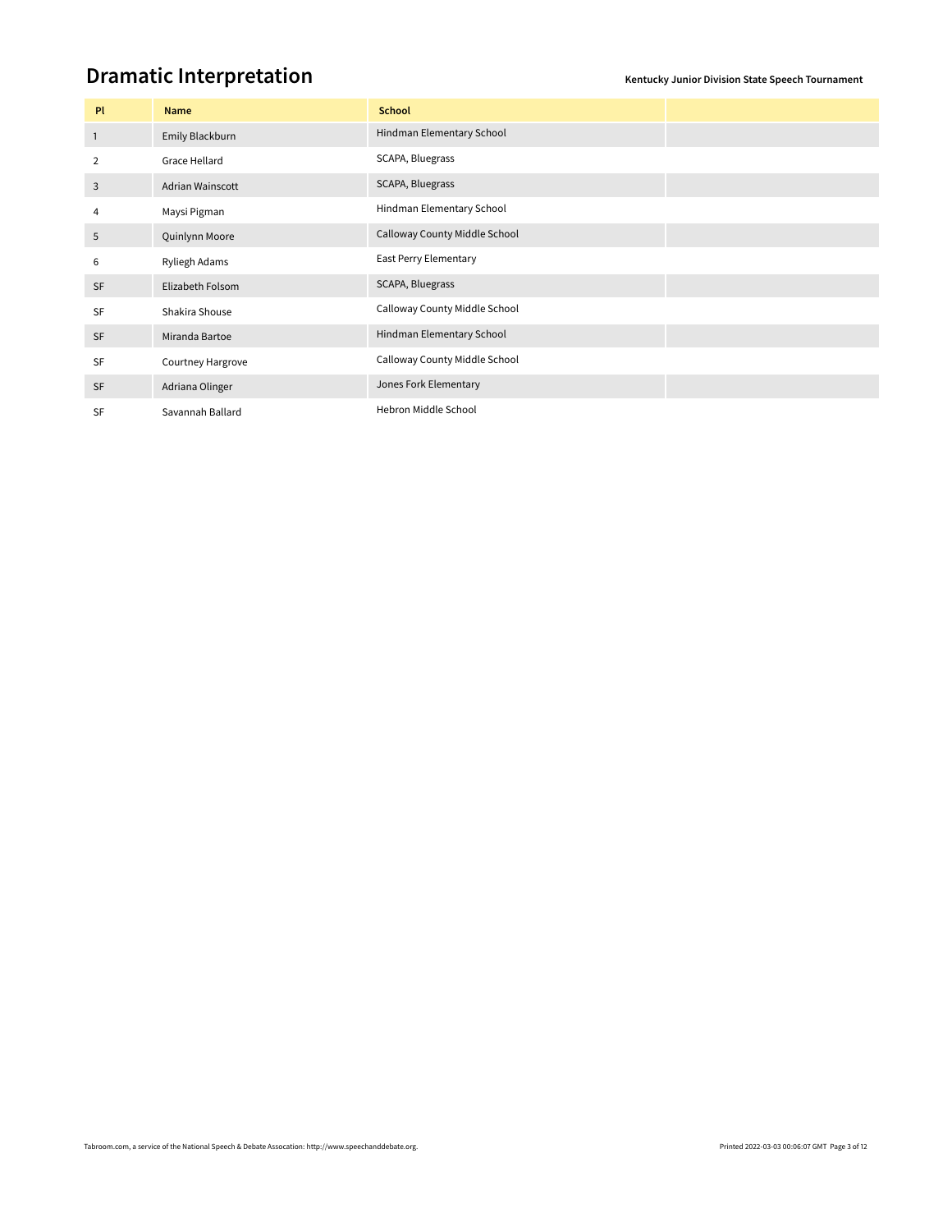# Dramatic Interpretation

**Kentucky Junior Division State Speech Tournament**

| Pl | Name | School | |
|---|---|---|---|
| 1 | Emily Blackburn | Hindman Elementary School | |
| 2 | Grace Hellard | SCAPA, Bluegrass | |
| 3 | Adrian Wainscott | SCAPA, Bluegrass | |
| 4 | Maysi Pigman | Hindman Elementary School | |
| 5 | Quinlynn Moore | Calloway County Middle School | |
| 6 | Ryliegh Adams | East Perry Elementary | |
| SF | Elizabeth Folsom | SCAPA, Bluegrass | |
| SF | Shakira Shouse | Calloway County Middle School | |
| SF | Miranda Bartoe | Hindman Elementary School | |
| SF | Courtney Hargrove | Calloway County Middle School | |
| SF | Adriana Olinger | Jones Fork Elementary | |
| SF | Savannah Ballard | Hebron Middle School | |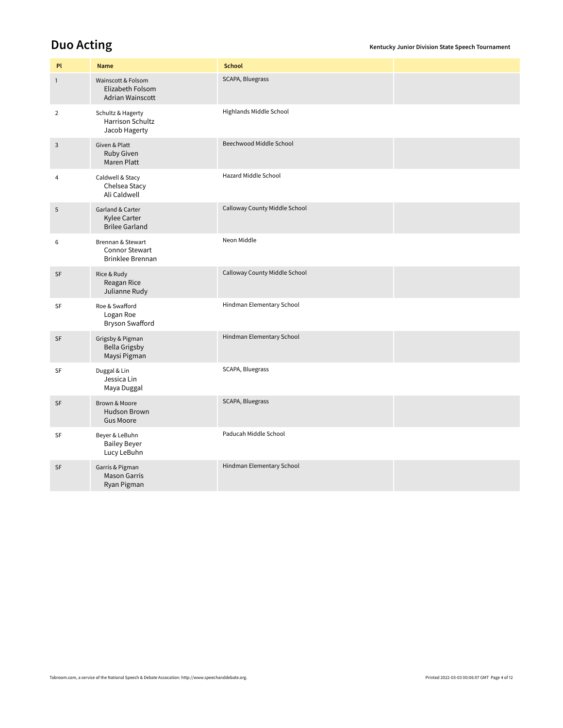## Duo Acting

**Kentucky Junior Division State Speech Tournament**

| Pl | Name | School | |
|---|---|---|---|
| 1 | Wainscott & Folsom<br>Elizabeth Folsom<br>Adrian Wainscott | SCAPA, Bluegrass | |
| 2 | Schultz & Hagerty<br>Harrison Schultz<br>Jacob Hagerty | Highlands Middle School | |
| 3 | Given & Platt<br>Ruby Given<br>Maren Platt | Beechwood Middle School | |
| 4 | Caldwell & Stacy<br>Chelsea Stacy<br>Ali Caldwell | Hazard Middle School | |
| 5 | Garland & Carter<br>Kylee Carter<br>Brilee Garland | Calloway County Middle School | |
| 6 | Brennan & Stewart<br>Connor Stewart<br>Brinklee Brennan | Neon Middle | |
| SF | Rice & Rudy<br>Reagan Rice<br>Julianne Rudy | Calloway County Middle School | |
| SF | Roe & Swafford<br>Logan Roe<br>Bryson Swafford | Hindman Elementary School | |
| SF | Grigsby & Pigman<br>Bella Grigsby<br>Maysi Pigman | Hindman Elementary School | |
| SF | Duggal & Lin<br>Jessica Lin<br>Maya Duggal | SCAPA, Bluegrass | |
| SF | Brown & Moore<br>Hudson Brown<br>Gus Moore | SCAPA, Bluegrass | |
| SF | Beyer & LeBuhn<br>Bailey Beyer<br>Lucy LeBuhn | Paducah Middle School | |
| SF | Garris & Pigman<br>Mason Garris<br>Ryan Pigman | Hindman Elementary School | |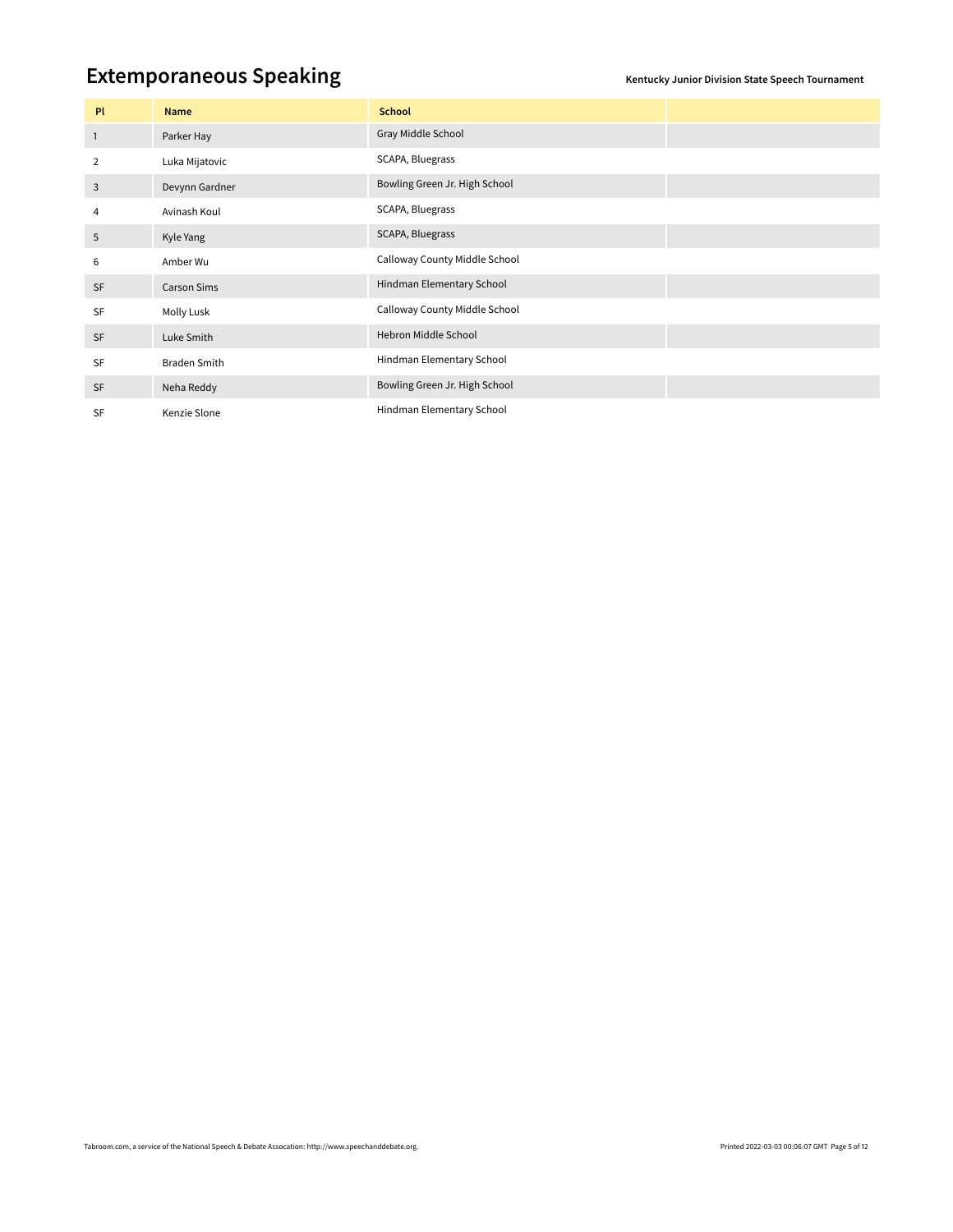# Extemporaneous Speaking

**Kentucky Junior Division State Speech Tournament**

| Pl | Name | School | |
|---|---|---|---|
| 1 | Parker Hay | Gray Middle School | |
| 2 | Luka Mijatovic | SCAPA, Bluegrass | |
| 3 | Devynn Gardner | Bowling Green Jr. High School | |
| 4 | Avinash Koul | SCAPA, Bluegrass | |
| 5 | Kyle Yang | SCAPA, Bluegrass | |
| 6 | Amber Wu | Calloway County Middle School | |
| SF | Carson Sims | Hindman Elementary School | |
| SF | Molly Lusk | Calloway County Middle School | |
| SF | Luke Smith | Hebron Middle School | |
| SF | Braden Smith | Hindman Elementary School | |
| SF | Neha Reddy | Bowling Green Jr. High School | |
| SF | Kenzie Slone | Hindman Elementary School | |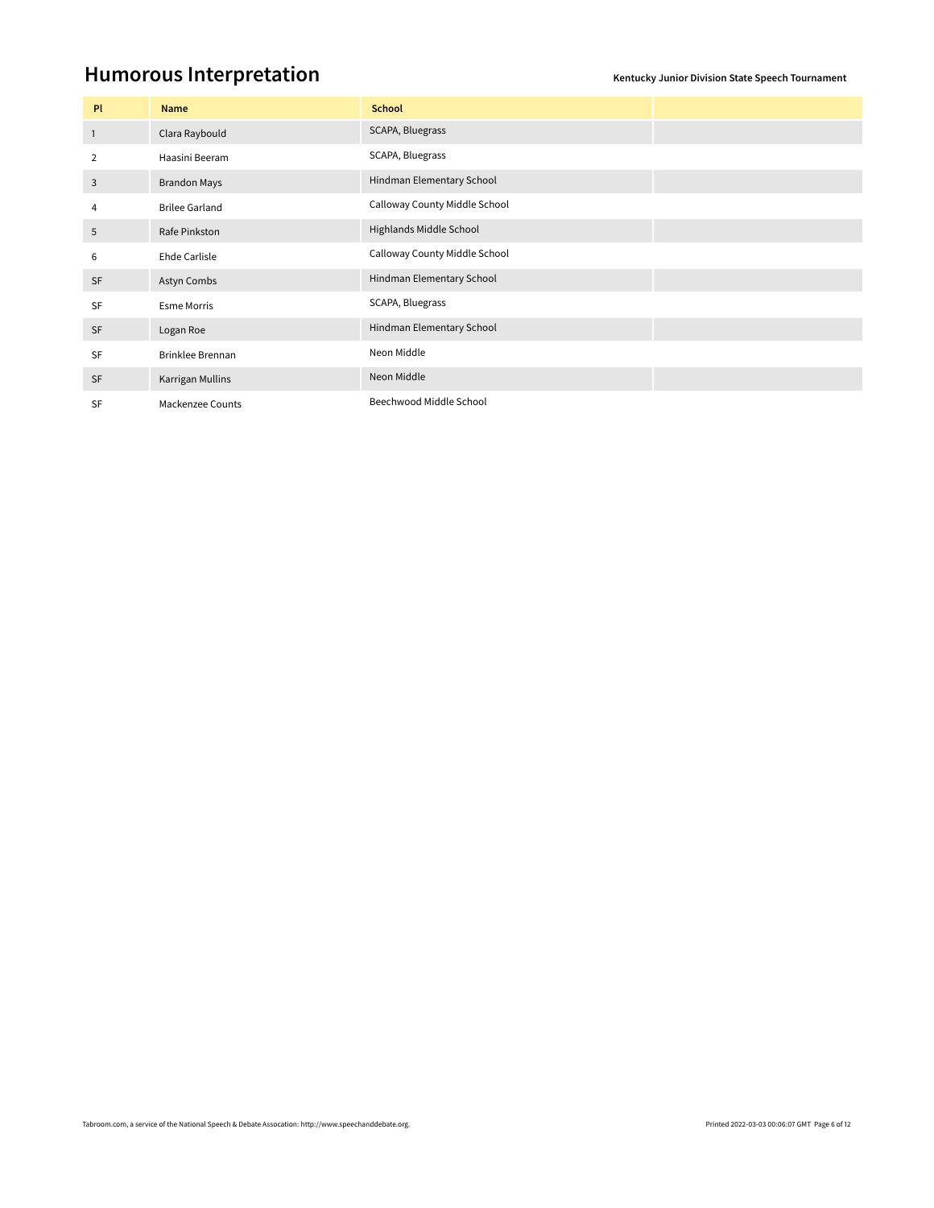# Humorous Interpretation

**Kentucky Junior Division State Speech Tournament**

| Pl | Name | School | |
|---|---|---|---|
| 1 | Clara Raybould | SCAPA, Bluegrass | |
| 2 | Haasini Beeram | SCAPA, Bluegrass | |
| 3 | Brandon Mays | Hindman Elementary School | |
| 4 | Brilee Garland | Calloway County Middle School | |
| 5 | Rafe Pinkston | Highlands Middle School | |
| 6 | Ehde Carlisle | Calloway County Middle School | |
| SF | Astyn Combs | Hindman Elementary School | |
| SF | Esme Morris | SCAPA, Bluegrass | |
| SF | Logan Roe | Hindman Elementary School | |
| SF | Brinklee Brennan | Neon Middle | |
| SF | Karrigan Mullins | Neon Middle | |
| SF | Mackenzee Counts | Beechwood Middle School | |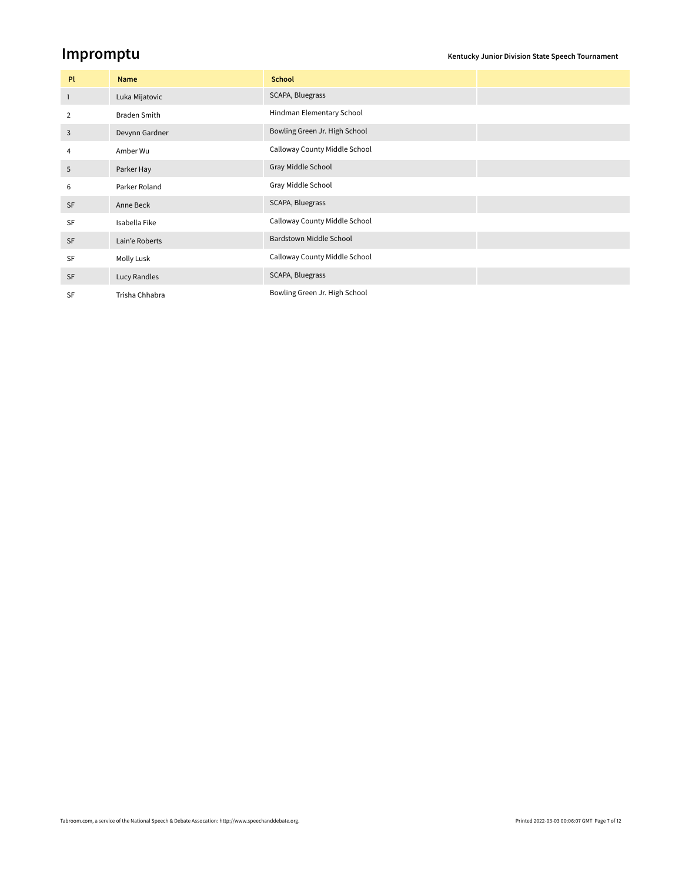## Impromptu

Kentucky Junior Division State Speech Tournament

| Pl | Name | School | |
|---|---|---|---|
| 1 | Luka Mijatovic | SCAPA, Bluegrass | |
| 2 | Braden Smith | Hindman Elementary School | |
| 3 | Devynn Gardner | Bowling Green Jr. High School | |
| 4 | Amber Wu | Calloway County Middle School | |
| 5 | Parker Hay | Gray Middle School | |
| 6 | Parker Roland | Gray Middle School | |
| SF | Anne Beck | SCAPA, Bluegrass | |
| SF | Isabella Fike | Calloway County Middle School | |
| SF | Lain'e Roberts | Bardstown Middle School | |
| SF | Molly Lusk | Calloway County Middle School | |
| SF | Lucy Randles | SCAPA, Bluegrass | |
| SF | Trisha Chhabra | Bowling Green Jr. High School | |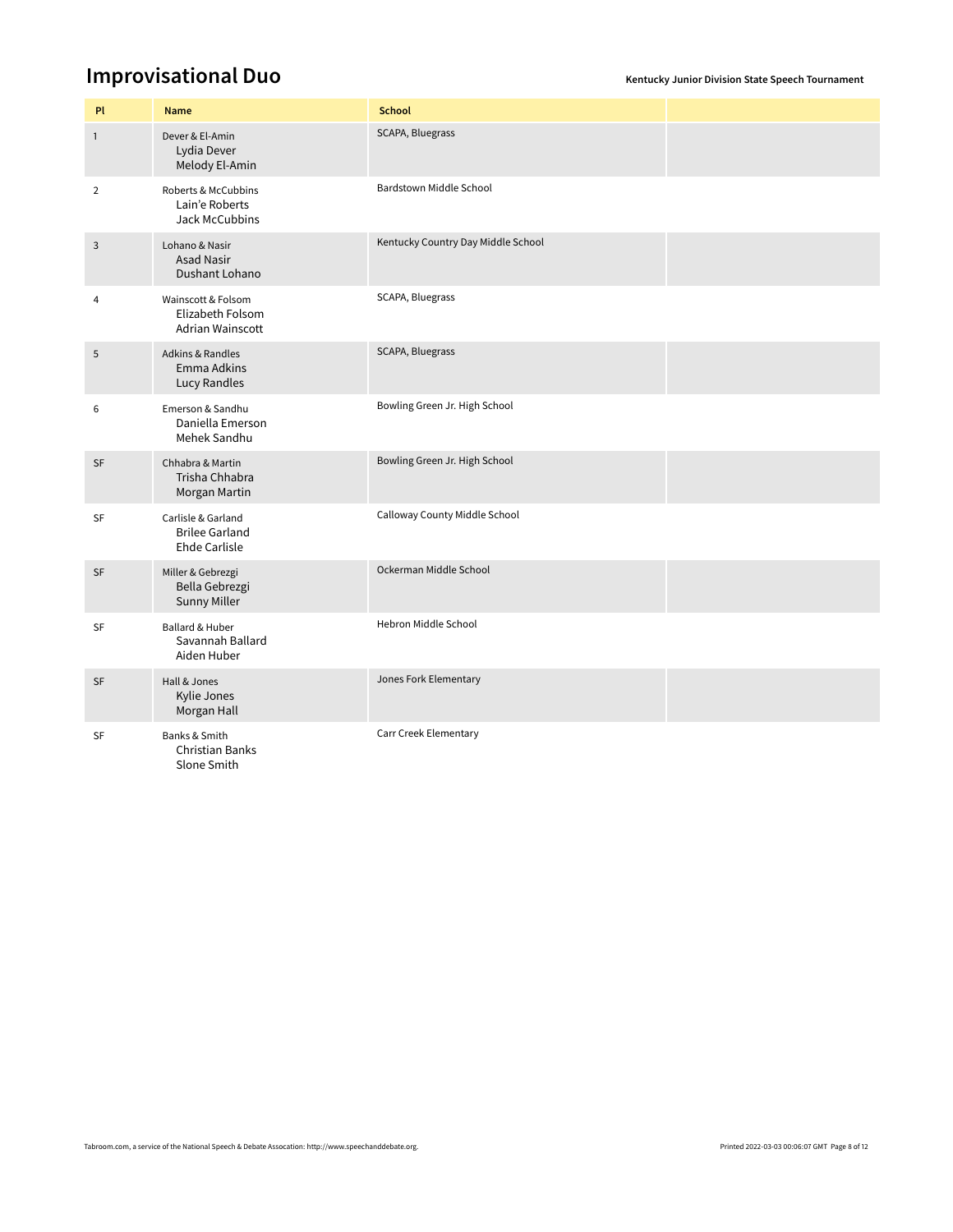# Improvisational Duo

Kentucky Junior Division State Speech Tournament

| Pl | Name | School | |
|---|---|---|---|
| 1 | Dever & El-Amin<br>Lydia Dever<br>Melody El-Amin | SCAPA, Bluegrass | |
| 2 | Roberts & McCubbins<br>Lain'e Roberts<br>Jack McCubbins | Bardstown Middle School | |
| 3 | Lohano & Nasir<br>Asad Nasir<br>Dushant Lohano | Kentucky Country Day Middle School | |
| 4 | Wainscott & Folsom<br>Elizabeth Folsom<br>Adrian Wainscott | SCAPA, Bluegrass | |
| 5 | Adkins & Randles<br>Emma Adkins<br>Lucy Randles | SCAPA, Bluegrass | |
| 6 | Emerson & Sandhu<br>Daniella Emerson<br>Mehek Sandhu | Bowling Green Jr. High School | |
| SF | Chhabra & Martin<br>Trisha Chhabra<br>Morgan Martin | Bowling Green Jr. High School | |
| SF | Carlisle & Garland<br>Brilee Garland<br>Ehde Carlisle | Calloway County Middle School | |
| SF | Miller & Gebrezgi<br>Bella Gebrezgi<br>Sunny Miller | Ockerman Middle School | |
| SF | Ballard & Huber<br>Savannah Ballard<br>Aiden Huber | Hebron Middle School | |
| SF | Hall & Jones<br>Kylie Jones<br>Morgan Hall | Jones Fork Elementary | |
| SF | Banks & Smith<br>Christian Banks<br>Slone Smith | Carr Creek Elementary | |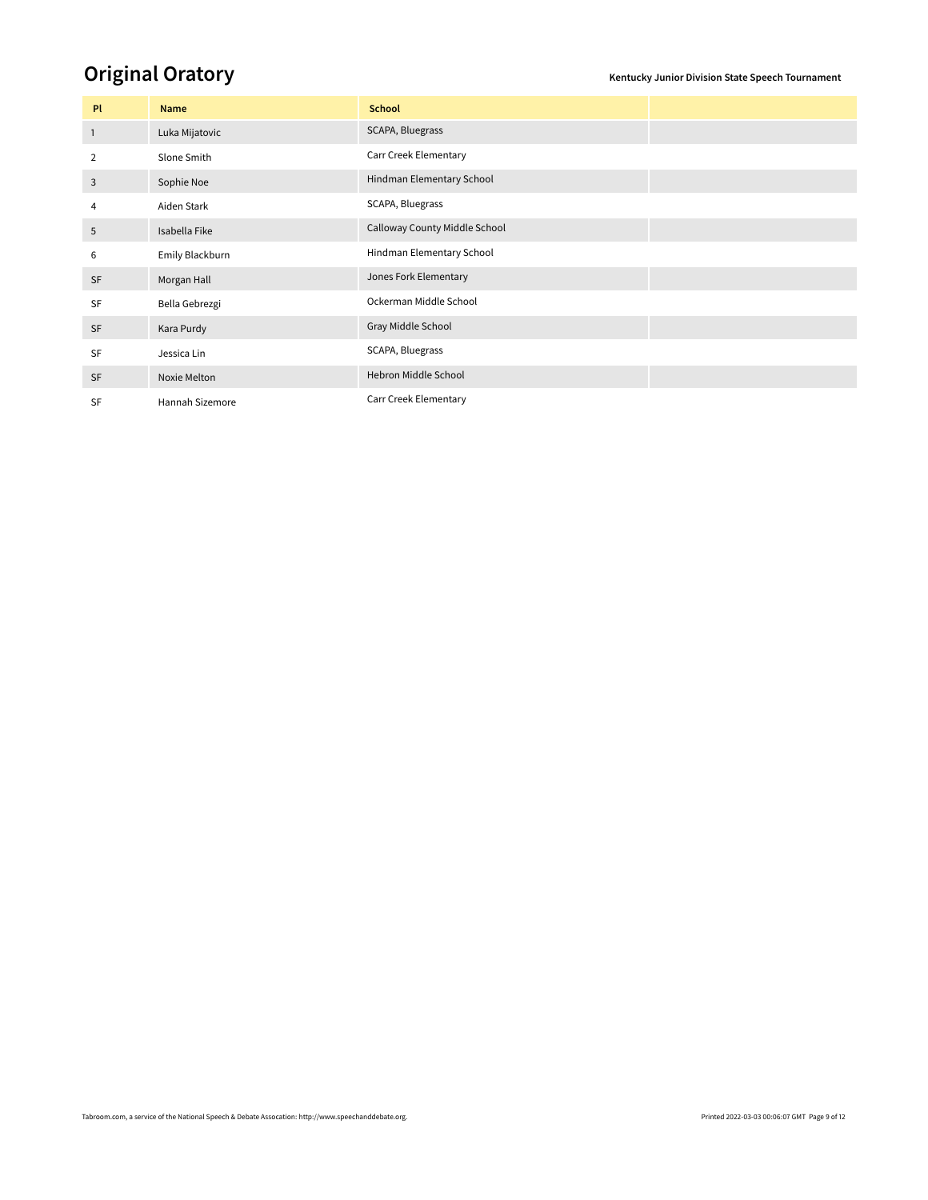## Original Oratory

**Kentucky Junior Division State Speech Tournament**

| Pl | Name | School | |
|---|---|---|---|
| 1 | Luka Mijatovic | SCAPA, Bluegrass | |
| 2 | Slone Smith | Carr Creek Elementary | |
| 3 | Sophie Noe | Hindman Elementary School | |
| 4 | Aiden Stark | SCAPA, Bluegrass | |
| 5 | Isabella Fike | Calloway County Middle School | |
| 6 | Emily Blackburn | Hindman Elementary School | |
| SF | Morgan Hall | Jones Fork Elementary | |
| SF | Bella Gebrezgi | Ockerman Middle School | |
| SF | Kara Purdy | Gray Middle School | |
| SF | Jessica Lin | SCAPA, Bluegrass | |
| SF | Noxie Melton | Hebron Middle School | |
| SF | Hannah Sizemore | Carr Creek Elementary | |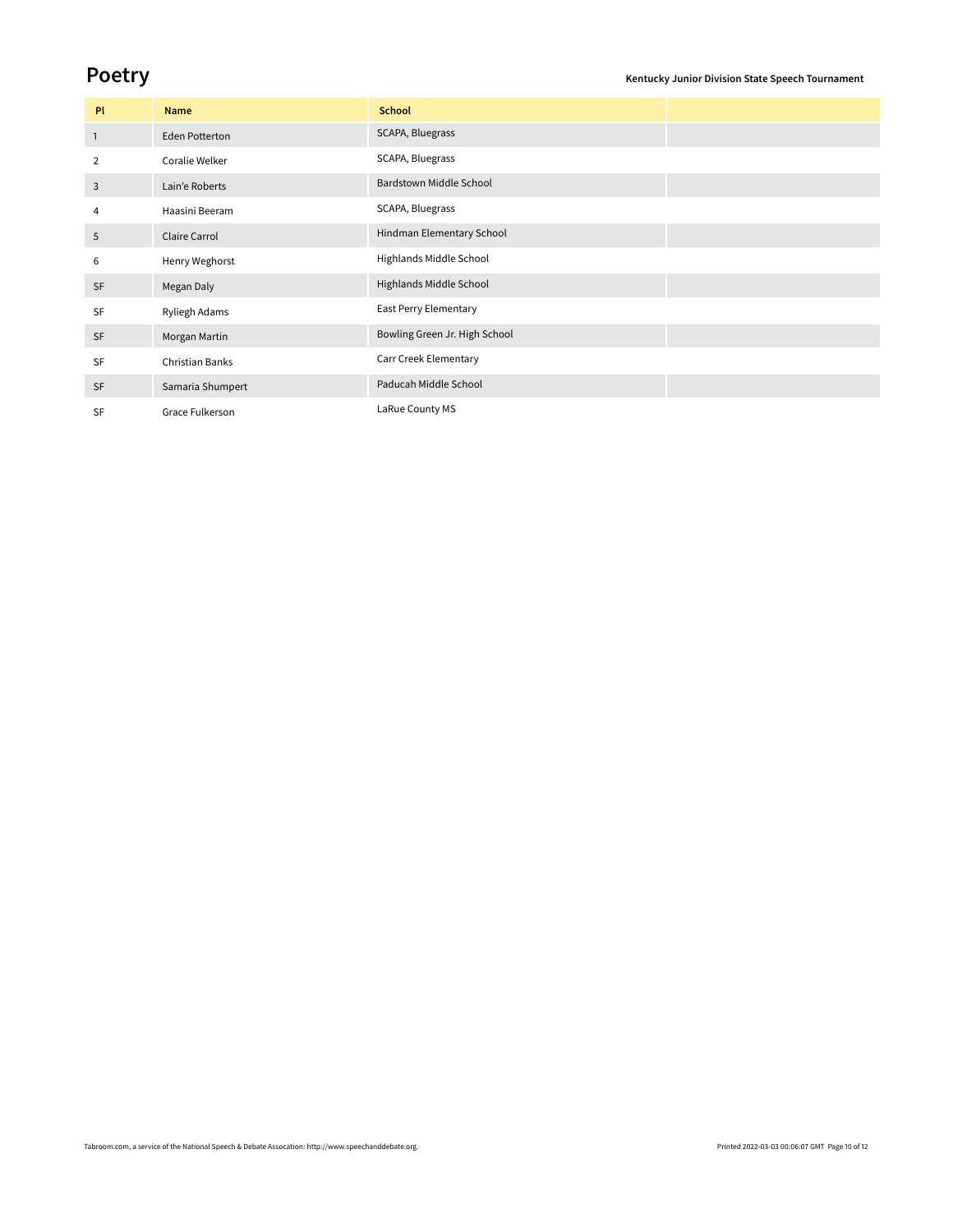# Poetry

**Kentucky Junior Division State Speech Tournament**

| Pl | Name | School | |
|---|---|---|---|
| 1 | Eden Potterton | SCAPA, Bluegrass | |
| 2 | Coralie Welker | SCAPA, Bluegrass | |
| 3 | Lain'e Roberts | Bardstown Middle School | |
| 4 | Haasini Beeram | SCAPA, Bluegrass | |
| 5 | Claire Carrol | Hindman Elementary School | |
| 6 | Henry Weghorst | Highlands Middle School | |
| SF | Megan Daly | Highlands Middle School | |
| SF | Ryliegh Adams | East Perry Elementary | |
| SF | Morgan Martin | Bowling Green Jr. High School | |
| SF | Christian Banks | Carr Creek Elementary | |
| SF | Samaria Shumpert | Paducah Middle School | |
| SF | Grace Fulkerson | LaRue County MS | |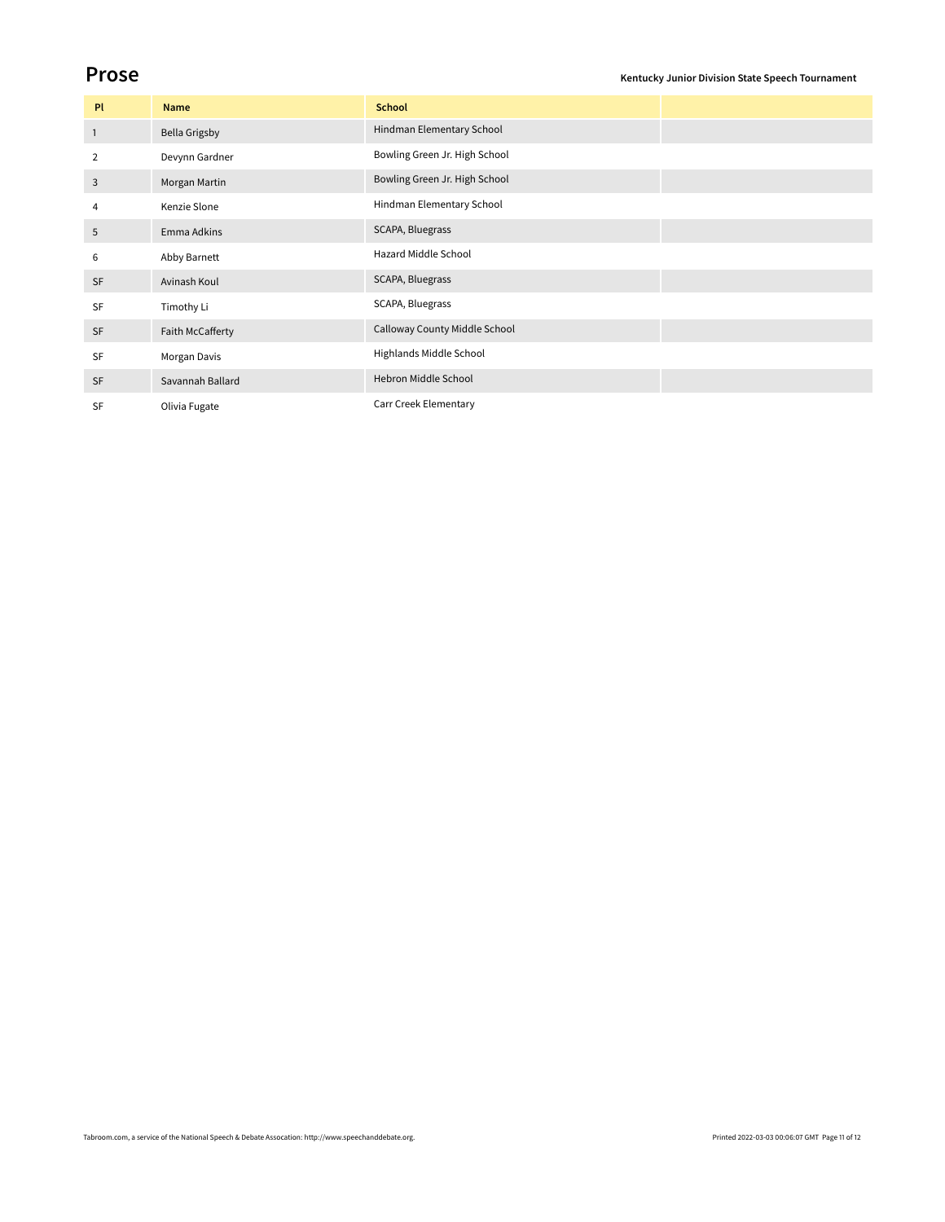# Prose

Kentucky Junior Division State Speech Tournament

| Pl | Name | School | |
|---|---|---|---|
| 1 | Bella Grigsby | Hindman Elementary School | |
| 2 | Devynn Gardner | Bowling Green Jr. High School | |
| 3 | Morgan Martin | Bowling Green Jr. High School | |
| 4 | Kenzie Slone | Hindman Elementary School | |
| 5 | Emma Adkins | SCAPA, Bluegrass | |
| 6 | Abby Barnett | Hazard Middle School | |
| SF | Avinash Koul | SCAPA, Bluegrass | |
| SF | Timothy Li | SCAPA, Bluegrass | |
| SF | Faith McCafferty | Calloway County Middle School | |
| SF | Morgan Davis | Highlands Middle School | |
| SF | Savannah Ballard | Hebron Middle School | |
| SF | Olivia Fugate | Carr Creek Elementary | |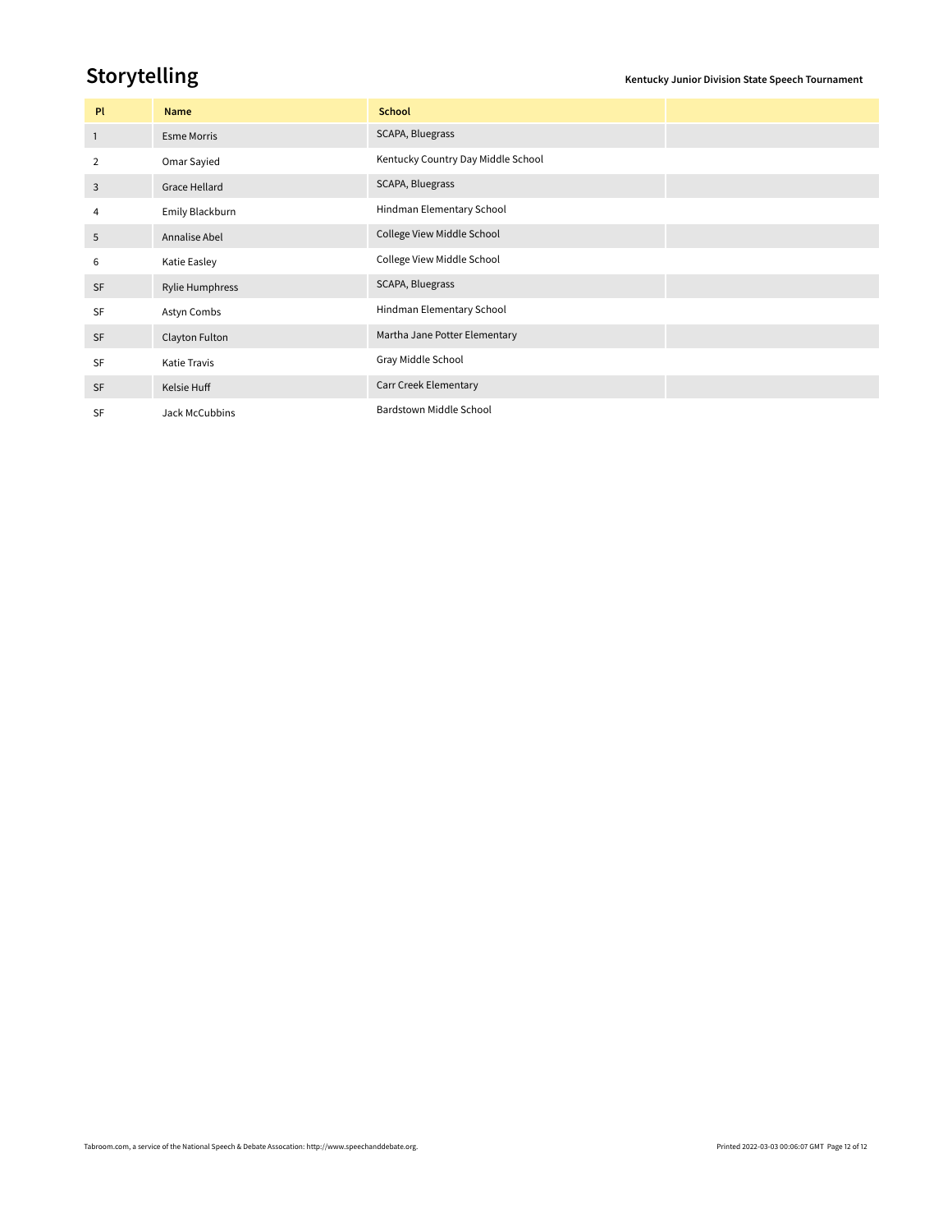## Storytelling

**Kentucky Junior Division State Speech Tournament**

| Pl | Name | School | |
|---|---|---|---|
| 1 | Esme Morris | SCAPA, Bluegrass | |
| 2 | Omar Sayied | Kentucky Country Day Middle School | |
| 3 | Grace Hellard | SCAPA, Bluegrass | |
| 4 | Emily Blackburn | Hindman Elementary School | |
| 5 | Annalise Abel | College View Middle School | |
| 6 | Katie Easley | College View Middle School | |
| SF | Rylie Humphress | SCAPA, Bluegrass | |
| SF | Astyn Combs | Hindman Elementary School | |
| SF | Clayton Fulton | Martha Jane Potter Elementary | |
| SF | Katie Travis | Gray Middle School | |
| SF | Kelsie Huff | Carr Creek Elementary | |
| SF | Jack McCubbins | Bardstown Middle School | |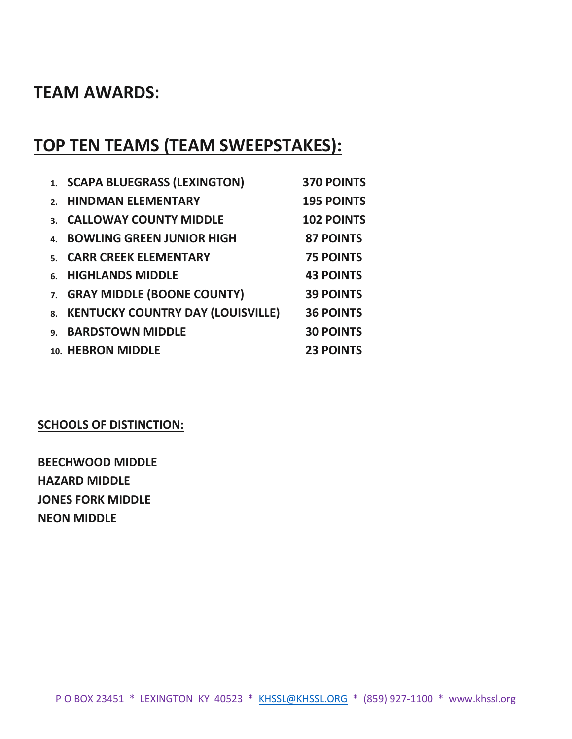# TEAM AWARDS:

## TOP TEN TEAMS (TEAM SWEEPSTAKES):

1. **SCAPA BLUEGRASS (LEXINGTON)** **370 POINTS**
2. **HINDMAN ELEMENTARY** **195 POINTS**
3. **CALLOWAY COUNTY MIDDLE** **102 POINTS**
4. **BOWLING GREEN JUNIOR HIGH** **87 POINTS**
5. **CARR CREEK ELEMENTARY** **75 POINTS**
6. **HIGHLANDS MIDDLE** **43 POINTS**
7. **GRAY MIDDLE (BOONE COUNTY)** **39 POINTS**
8. **KENTUCKY COUNTRY DAY (LOUISVILLE)** **36 POINTS**
9. **BARDSTOWN MIDDLE** **30 POINTS**
10. **HEBRON MIDDLE** **23 POINTS**

**SCHOOLS OF DISTINCTION:**

**BEECHWOOD MIDDLE**
**HAZARD MIDDLE**
**JONES FORK MIDDLE**
**NEON MIDDLE**

P O BOX 23451 * LEXINGTON KY 40523 * KHSSL@KHSSL.ORG * (859) 927-1100 * www.khssl.org